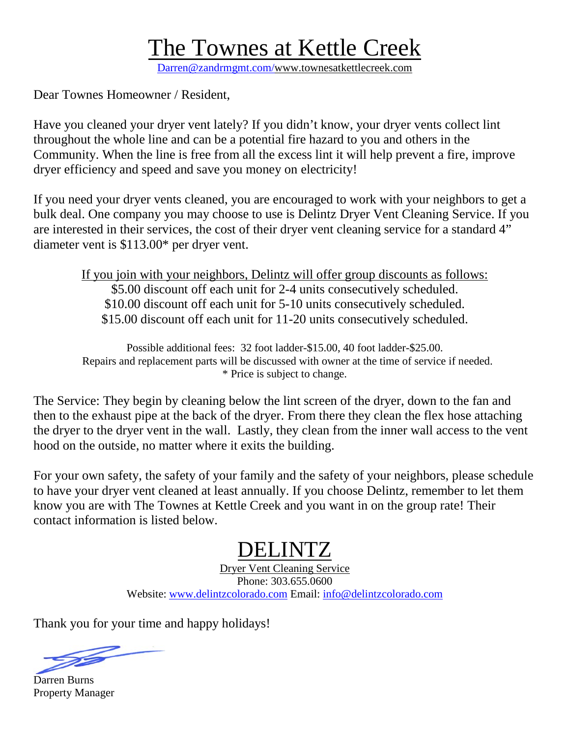# The Townes at Kettle Creek

Darren@zandrmgmt.com/www.townesatkettlecreek.com

Dear Townes Homeowner / Resident,

Have you cleaned your dryer vent lately? If you didn't know, your dryer vents collect lint throughout the whole line and can be a potential fire hazard to you and others in the Community. When the line is free from all the excess lint it will help prevent a fire, improve dryer efficiency and speed and save you money on electricity!

If you need your dryer vents cleaned, you are encouraged to work with your neighbors to get a bulk deal. One company you may choose to use is Delintz Dryer Vent Cleaning Service. If you are interested in their services, the cost of their dryer vent cleaning service for a standard 4" diameter vent is $113.00* per dryer vent.

If you join with your neighbors, Delintz will offer group discounts as follows:

$5.00 discount off each unit for 2-4 units consecutively scheduled.
$10.00 discount off each unit for 5-10 units consecutively scheduled.
$15.00 discount off each unit for 11-20 units consecutively scheduled.

Possible additional fees: 32 foot ladder-$15.00, 40 foot ladder-$25.00.
Repairs and replacement parts will be discussed with owner at the time of service if needed.
* Price is subject to change.

The Service: They begin by cleaning below the lint screen of the dryer, down to the fan and then to the exhaust pipe at the back of the dryer. From there they clean the flex hose attaching the dryer to the dryer vent in the wall. Lastly, they clean from the inner wall access to the vent hood on the outside, no matter where it exits the building.

For your own safety, the safety of your family and the safety of your neighbors, please schedule to have your dryer vent cleaned at least annually. If you choose Delintz, remember to let them know you are with The Townes at Kettle Creek and you want in on the group rate! Their contact information is listed below.

## DELINTZ

Dryer Vent Cleaning Service
Phone: 303.655.0600
Website: www.delintzcolorado.com Email: info@delintzcolorado.com

Thank you for your time and happy holidays!

Darren Burns
Property Manager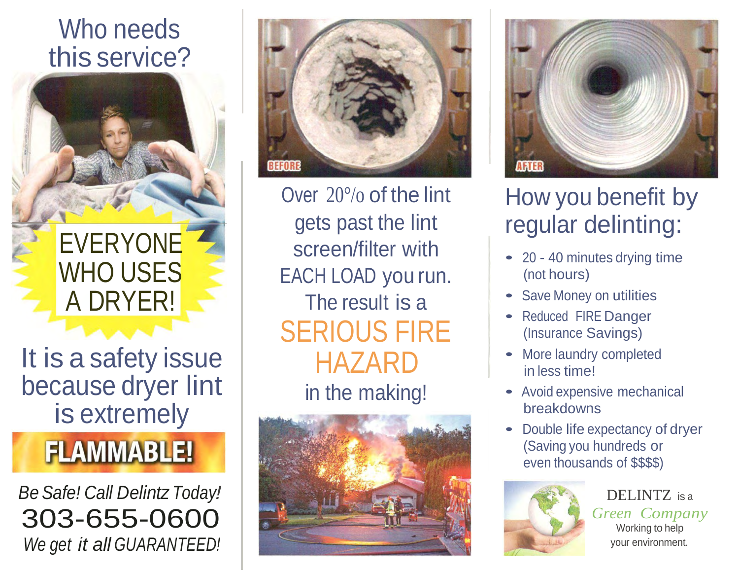# Who needs this service?

**EVERYONE WHO USES A DRYER!**

It is a safety issue because dryer lint is extremely

**FLAMMABLE!**

*Be Safe! Call Delintz Today!*

**303-655-0600**

*We get it all GUARANTEED!*

BEFORE

Over 20% of the lint gets past the lint screen/filter with EACH LOAD you run. The result is a

**SERIOUS FIRE HAZARD**

in the making!

AFTER

## How you benefit by regular delinting:

- 20 - 40 minutes drying time (not hours)
- Save Money on utilities
- Reduced FIRE Danger (Insurance Savings)
- More laundry completed in less time!
- Avoid expensive mechanical breakdowns
- Double life expectancy of dryer (Saving you hundreds or even thousands of $$$$)

DELINTZ is a *Green Company*
Working to help your environment.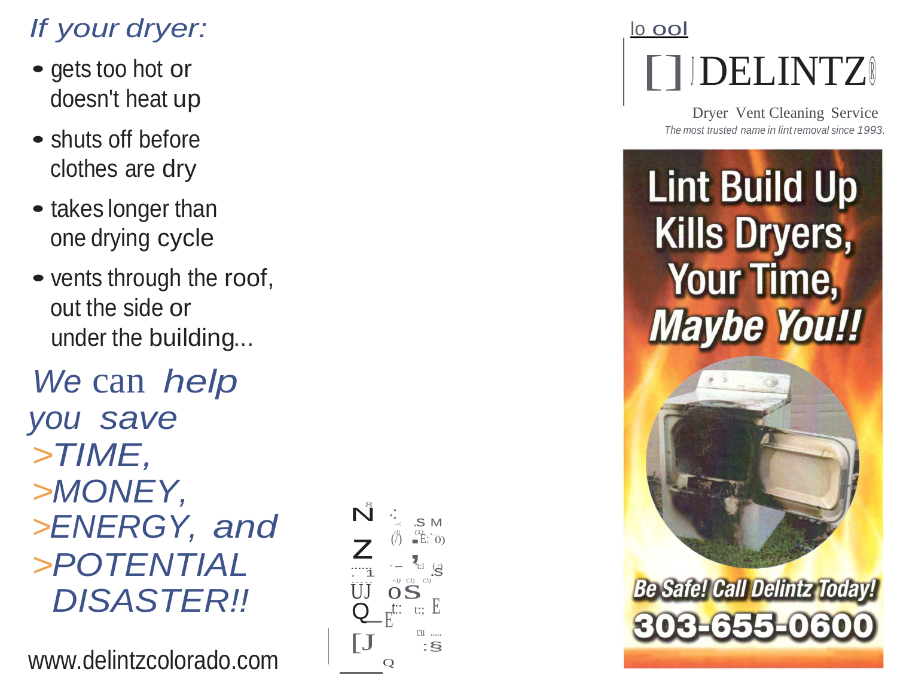*If your dryer:*

- gets too hot or doesn't heat up
- shuts off before clothes are dry
- takes longer than one drying cycle
- vents through the roof, out the side or under the building...

*We can help you save*

*>TIME,*
*>MONEY,*
*>ENERGY, and*
*>POTENTIAL DISASTER!!*

www.delintzcolorado.com

# DELINTZ®

Dryer Vent Cleaning Service

*The most trusted name in lint removal since 1993.*

## Lint Build Up Kills Dryers, Your Time, *Maybe You!!*

**Be Safe! Call Delintz Today!**

**303-655-0600**